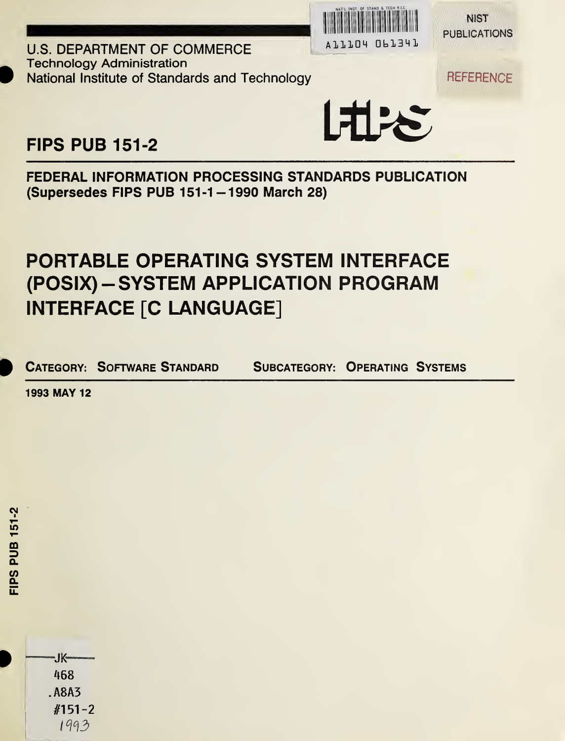NIST PUBLICATIONS

A11104 061341

REFERENCE

U.S. DEPARTMENT OF COMMERCE
Technology Administration
National Institute of Standards and Technology

FIPS

# FIPS PUB 151-2

**FEDERAL INFORMATION PROCESSING STANDARDS PUBLICATION**
**(Supersedes FIPS PUB 151-1—1990 March 28)**

# PORTABLE OPERATING SYSTEM INTERFACE (POSIX)—SYSTEM APPLICATION PROGRAM INTERFACE [C LANGUAGE]

**CATEGORY: SOFTWARE STANDARD** **SUBCATEGORY: OPERATING SYSTEMS**

**1993 MAY 12**

FIPS PUB 151-2

JK
468
.A8A3
#151-2
1993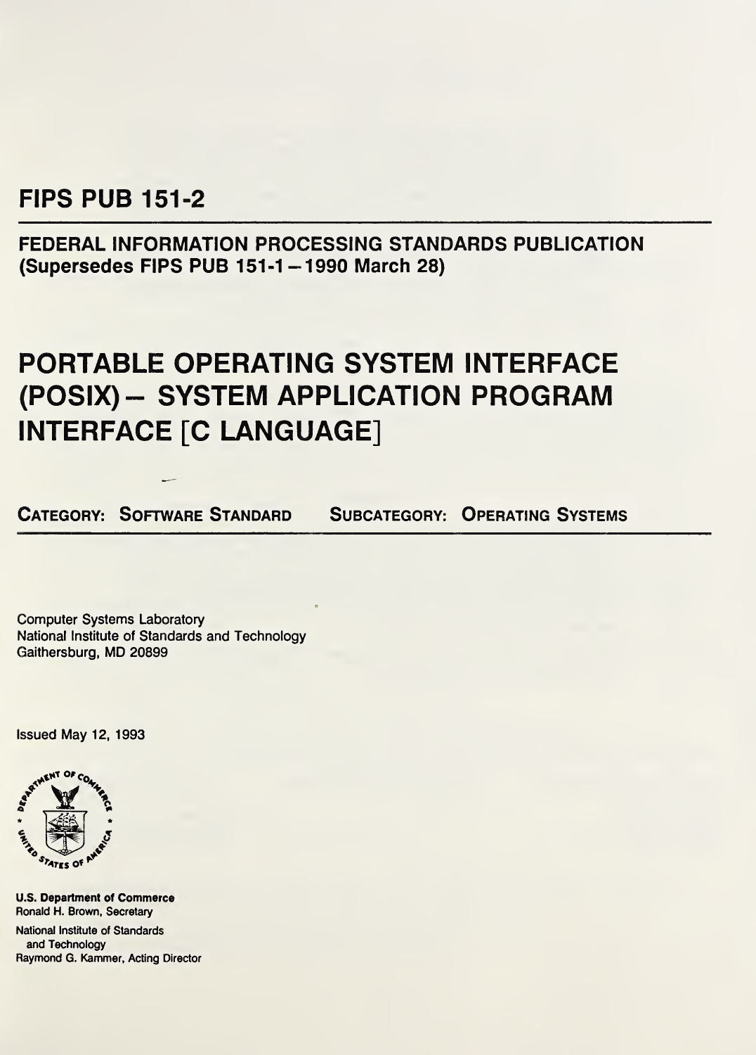# FIPS PUB 151-2

**FEDERAL INFORMATION PROCESSING STANDARDS PUBLICATION**
**(Supersedes FIPS PUB 151-1 — 1990 March 28)**

# PORTABLE OPERATING SYSTEM INTERFACE (POSIX) — SYSTEM APPLICATION PROGRAM INTERFACE [C LANGUAGE]

**CATEGORY: SOFTWARE STANDARD** **SUBCATEGORY: OPERATING SYSTEMS**

Computer Systems Laboratory
National Institute of Standards and Technology
Gaithersburg, MD 20899

Issued May 12, 1993

**U.S. Department of Commerce**
Ronald H. Brown, Secretary

National Institute of Standards and Technology
Raymond G. Kammer, Acting Director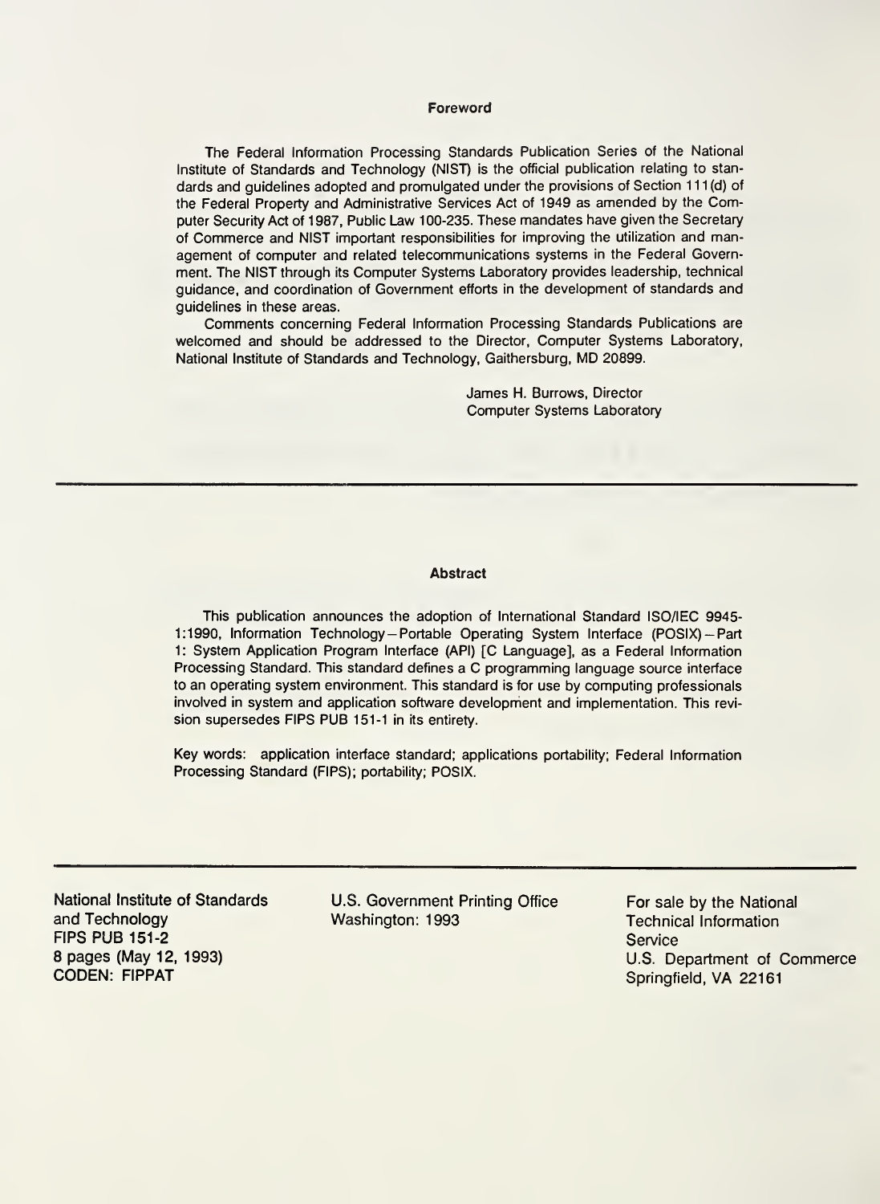## Foreword

The Federal Information Processing Standards Publication Series of the National Institute of Standards and Technology (NIST) is the official publication relating to standards and guidelines adopted and promulgated under the provisions of Section 111(d) of the Federal Property and Administrative Services Act of 1949 as amended by the Computer Security Act of 1987, Public Law 100-235. These mandates have given the Secretary of Commerce and NIST important responsibilities for improving the utilization and management of computer and related telecommunications systems in the Federal Government. The NIST through its Computer Systems Laboratory provides leadership, technical guidance, and coordination of Government efforts in the development of standards and guidelines in these areas.

Comments concerning Federal Information Processing Standards Publications are welcomed and should be addressed to the Director, Computer Systems Laboratory, National Institute of Standards and Technology, Gaithersburg, MD 20899.

James H. Burrows, Director
Computer Systems Laboratory

---

## Abstract

This publication announces the adoption of International Standard ISO/IEC 9945-1:1990, Information Technology—Portable Operating System Interface (POSIX)—Part 1: System Application Program Interface (API) [C Language], as a Federal Information Processing Standard. This standard defines a C programming language source interface to an operating system environment. This standard is for use by computing professionals involved in system and application software development and implementation. This revision supersedes FIPS PUB 151-1 in its entirety.

Key words: application interface standard; applications portability; Federal Information Processing Standard (FIPS); portability; POSIX.

---

National Institute of Standards and Technology
FIPS PUB 151-2
8 pages (May 12, 1993)
CODEN: FIPPAT

U.S. Government Printing Office
Washington: 1993

For sale by the National Technical Information Service
U.S. Department of Commerce
Springfield, VA 22161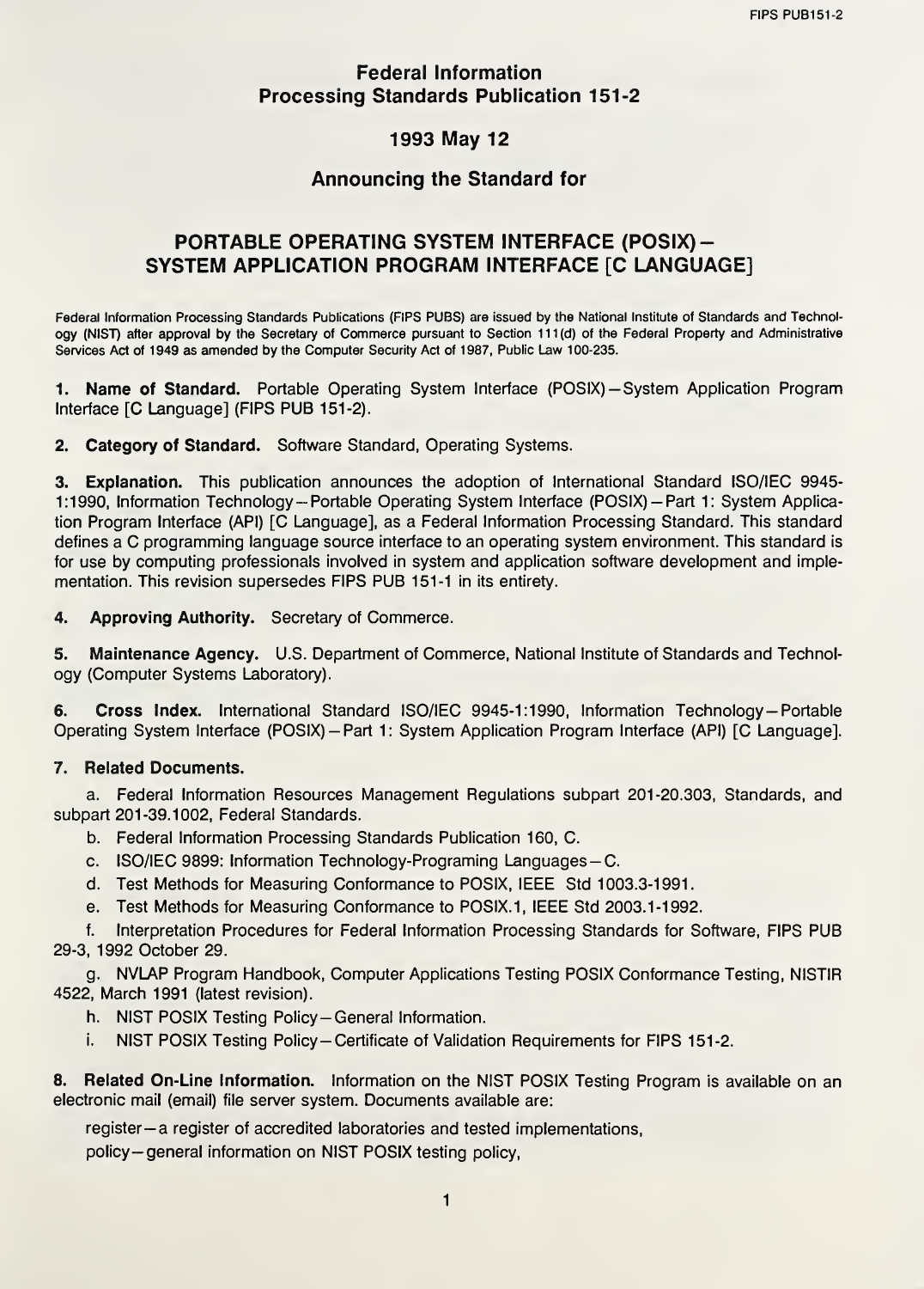# Federal Information Processing Standards Publication 151-2

## 1993 May 12

## Announcing the Standard for

## PORTABLE OPERATING SYSTEM INTERFACE (POSIX) — SYSTEM APPLICATION PROGRAM INTERFACE [C LANGUAGE]

Federal Information Processing Standards Publications (FIPS PUBS) are issued by the National Institute of Standards and Technology (NIST) after approval by the Secretary of Commerce pursuant to Section 111(d) of the Federal Property and Administrative Services Act of 1949 as amended by the Computer Security Act of 1987, Public Law 100-235.

**1. Name of Standard.** Portable Operating System Interface (POSIX)—System Application Program Interface [C Language] (FIPS PUB 151-2).

**2. Category of Standard.** Software Standard, Operating Systems.

**3. Explanation.** This publication announces the adoption of International Standard ISO/IEC 9945-1:1990, Information Technology—Portable Operating System Interface (POSIX)—Part 1: System Application Program Interface (API) [C Language], as a Federal Information Processing Standard. This standard defines a C programming language source interface to an operating system environment. This standard is for use by computing professionals involved in system and application software development and implementation. This revision supersedes FIPS PUB 151-1 in its entirety.

**4. Approving Authority.** Secretary of Commerce.

**5. Maintenance Agency.** U.S. Department of Commerce, National Institute of Standards and Technology (Computer Systems Laboratory).

**6. Cross Index.** International Standard ISO/IEC 9945-1:1990, Information Technology—Portable Operating System Interface (POSIX)—Part 1: System Application Program Interface (API) [C Language].

**7. Related Documents.**

a. Federal Information Resources Management Regulations subpart 201-20.303, Standards, and subpart 201-39.1002, Federal Standards.

b. Federal Information Processing Standards Publication 160, C.

c. ISO/IEC 9899: Information Technology-Programing Languages—C.

d. Test Methods for Measuring Conformance to POSIX, IEEE Std 1003.3-1991.

e. Test Methods for Measuring Conformance to POSIX.1, IEEE Std 2003.1-1992.

f. Interpretation Procedures for Federal Information Processing Standards for Software, FIPS PUB 29-3, 1992 October 29.

g. NVLAP Program Handbook, Computer Applications Testing POSIX Conformance Testing, NISTIR 4522, March 1991 (latest revision).

h. NIST POSIX Testing Policy—General Information.

i. NIST POSIX Testing Policy—Certificate of Validation Requirements for FIPS 151-2.

**8. Related On-Line Information.** Information on the NIST POSIX Testing Program is available on an electronic mail (email) file server system. Documents available are:

register—a register of accredited laboratories and tested implementations,

policy—general information on NIST POSIX testing policy,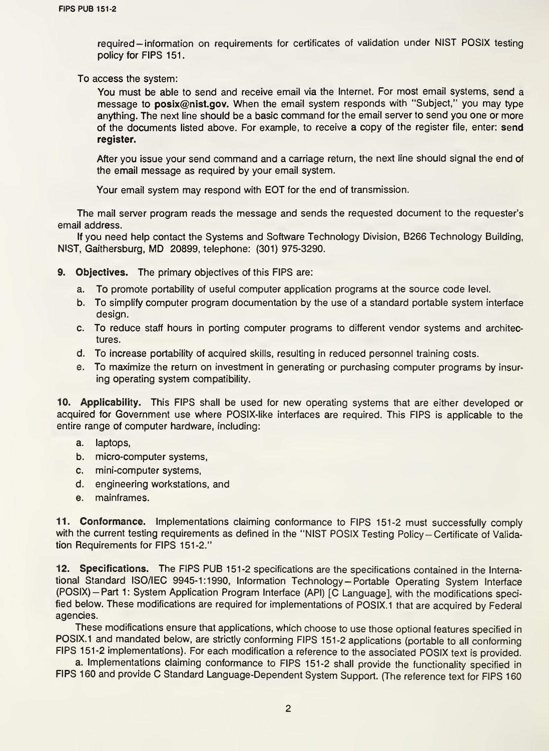required—information on requirements for certificates of validation under NIST POSIX testing policy for FIPS 151.

To access the system:

You must be able to send and receive email via the Internet. For most email systems, send a message to **posix@nist.gov.** When the email system responds with "Subject," you may type anything. The next line should be a basic command for the email server to send you one or more of the documents listed above. For example, to receive a copy of the register file, enter: **send register.**

After you issue your send command and a carriage return, the next line should signal the end of the email message as required by your email system.

Your email system may respond with EOT for the end of transmission.

The mail server program reads the message and sends the requested document to the requester's email address.

If you need help contact the Systems and Software Technology Division, B266 Technology Building, NIST, Gaithersburg, MD 20899, telephone: (301) 975-3290.

**9. Objectives.** The primary objectives of this FIPS are:

a. To promote portability of useful computer application programs at the source code level.
b. To simplify computer program documentation by the use of a standard portable system interface design.
c. To reduce staff hours in porting computer programs to different vendor systems and architectures.
d. To increase portability of acquired skills, resulting in reduced personnel training costs.
e. To maximize the return on investment in generating or purchasing computer programs by insuring operating system compatibility.

**10. Applicability.** This FIPS shall be used for new operating systems that are either developed or acquired for Government use where POSIX-like interfaces are required. This FIPS is applicable to the entire range of computer hardware, including:

a. laptops,
b. micro-computer systems,
c. mini-computer systems,
d. engineering workstations, and
e. mainframes.

**11. Conformance.** Implementations claiming conformance to FIPS 151-2 must successfully comply with the current testing requirements as defined in the "NIST POSIX Testing Policy—Certificate of Validation Requirements for FIPS 151-2."

**12. Specifications.** The FIPS PUB 151-2 specifications are the specifications contained in the International Standard ISO/IEC 9945-1:1990, Information Technology—Portable Operating System Interface (POSIX)—Part 1: System Application Program Interface (API) [C Language], with the modifications specified below. These modifications are required for implementations of POSIX.1 that are acquired by Federal agencies.

These modifications ensure that applications, which choose to use those optional features specified in POSIX.1 and mandated below, are strictly conforming FIPS 151-2 applications (portable to all conforming FIPS 151-2 implementations). For each modification a reference to the associated POSIX text is provided.

a. Implementations claiming conformance to FIPS 151-2 shall provide the functionality specified in FIPS 160 and provide C Standard Language-Dependent System Support. (The reference text for FIPS 160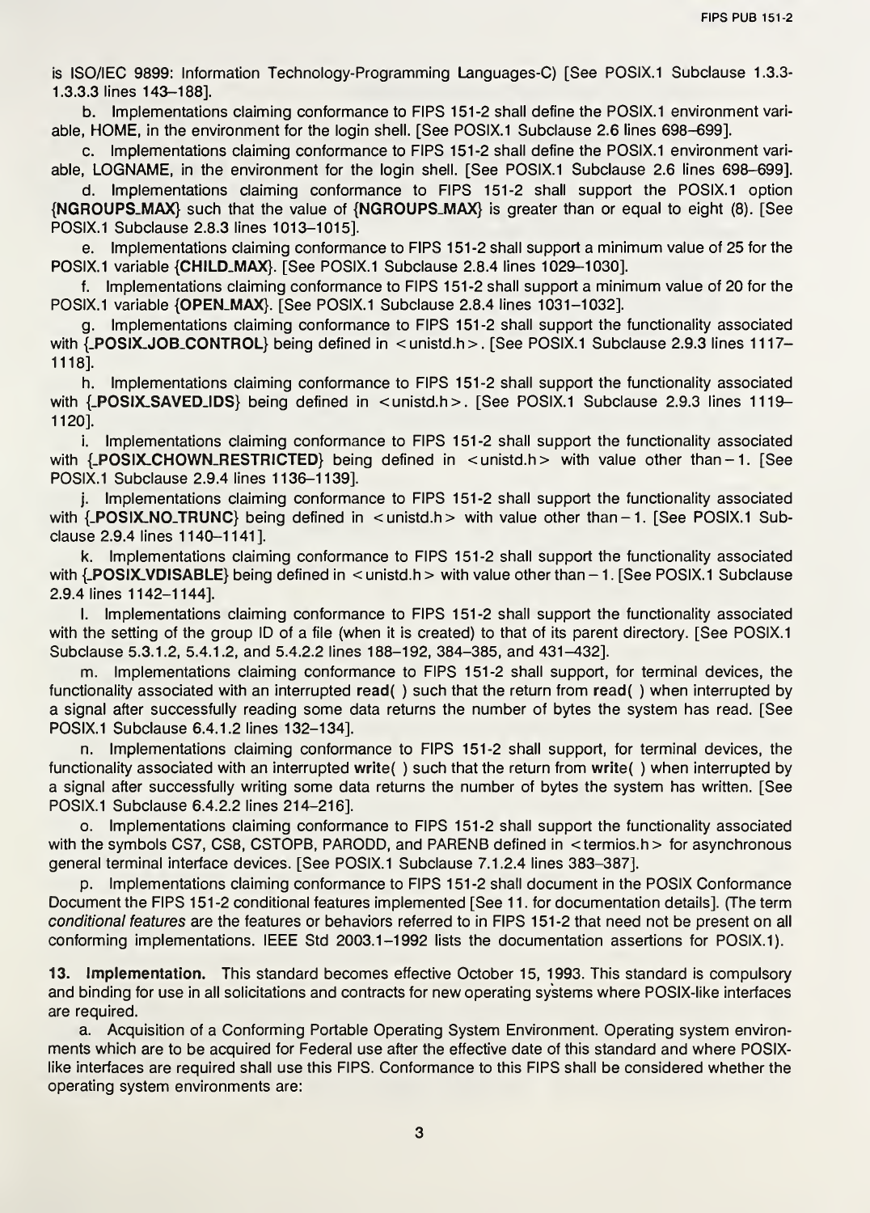is ISO/IEC 9899: Information Technology-Programming Languages-C) [See POSIX.1 Subclause 1.3.3-1.3.3.3 lines 143–188].

b. Implementations claiming conformance to FIPS 151-2 shall define the POSIX.1 environment variable, HOME, in the environment for the login shell. [See POSIX.1 Subclause 2.6 lines 698–699].

c. Implementations claiming conformance to FIPS 151-2 shall define the POSIX.1 environment variable, LOGNAME, in the environment for the login shell. [See POSIX.1 Subclause 2.6 lines 698–699].

d. Implementations claiming conformance to FIPS 151-2 shall support the POSIX.1 option {**NGROUPS_MAX**} such that the value of {**NGROUPS_MAX**} is greater than or equal to eight (8). [See POSIX.1 Subclause 2.8.3 lines 1013–1015].

e. Implementations claiming conformance to FIPS 151-2 shall support a minimum value of 25 for the POSIX.1 variable {**CHILD_MAX**}. [See POSIX.1 Subclause 2.8.4 lines 1029–1030].

f. Implementations claiming conformance to FIPS 151-2 shall support a minimum value of 20 for the POSIX.1 variable {**OPEN_MAX**}. [See POSIX.1 Subclause 2.8.4 lines 1031–1032].

g. Implementations claiming conformance to FIPS 151-2 shall support the functionality associated with {**_POSIX_JOB_CONTROL**} being defined in <unistd.h>. [See POSIX.1 Subclause 2.9.3 lines 1117–1118].

h. Implementations claiming conformance to FIPS 151-2 shall support the functionality associated with {**_POSIX_SAVED_IDS**} being defined in <unistd.h>. [See POSIX.1 Subclause 2.9.3 lines 1119–1120].

i. Implementations claiming conformance to FIPS 151-2 shall support the functionality associated with {**_POSIX_CHOWN_RESTRICTED**} being defined in <unistd.h> with value other than −1. [See POSIX.1 Subclause 2.9.4 lines 1136–1139].

j. Implementations claiming conformance to FIPS 151-2 shall support the functionality associated with {**_POSIX_NO_TRUNC**} being defined in <unistd.h> with value other than −1. [See POSIX.1 Subclause 2.9.4 lines 1140–1141].

k. Implementations claiming conformance to FIPS 151-2 shall support the functionality associated with {**_POSIX_VDISABLE**} being defined in <unistd.h> with value other than −1. [See POSIX.1 Subclause 2.9.4 lines 1142–1144].

l. Implementations claiming conformance to FIPS 151-2 shall support the functionality associated with the setting of the group ID of a file (when it is created) to that of its parent directory. [See POSIX.1 Subclause 5.3.1.2, 5.4.1.2, and 5.4.2.2 lines 188–192, 384–385, and 431–432].

m. Implementations claiming conformance to FIPS 151-2 shall support, for terminal devices, the functionality associated with an interrupted **read( )** such that the return from **read( )** when interrupted by a signal after successfully reading some data returns the number of bytes the system has read. [See POSIX.1 Subclause 6.4.1.2 lines 132–134].

n. Implementations claiming conformance to FIPS 151-2 shall support, for terminal devices, the functionality associated with an interrupted **write( )** such that the return from **write( )** when interrupted by a signal after successfully writing some data returns the number of bytes the system has written. [See POSIX.1 Subclause 6.4.2.2 lines 214–216].

o. Implementations claiming conformance to FIPS 151-2 shall support the functionality associated with the symbols CS7, CS8, CSTOPB, PARODD, and PARENB defined in <termios.h> for asynchronous general terminal interface devices. [See POSIX.1 Subclause 7.1.2.4 lines 383–387].

p. Implementations claiming conformance to FIPS 151-2 shall document in the POSIX Conformance Document the FIPS 151-2 conditional features implemented [See 11. for documentation details]. (The term *conditional features* are the features or behaviors referred to in FIPS 151-2 that need not be present on all conforming implementations. IEEE Std 2003.1–1992 lists the documentation assertions for POSIX.1).

**13. Implementation.** This standard becomes effective October 15, 1993. This standard is compulsory and binding for use in all solicitations and contracts for new operating systems where POSIX-like interfaces are required.

a. Acquisition of a Conforming Portable Operating System Environment. Operating system environments which are to be acquired for Federal use after the effective date of this standard and where POSIX-like interfaces are required shall use this FIPS. Conformance to this FIPS shall be considered whether the operating system environments are: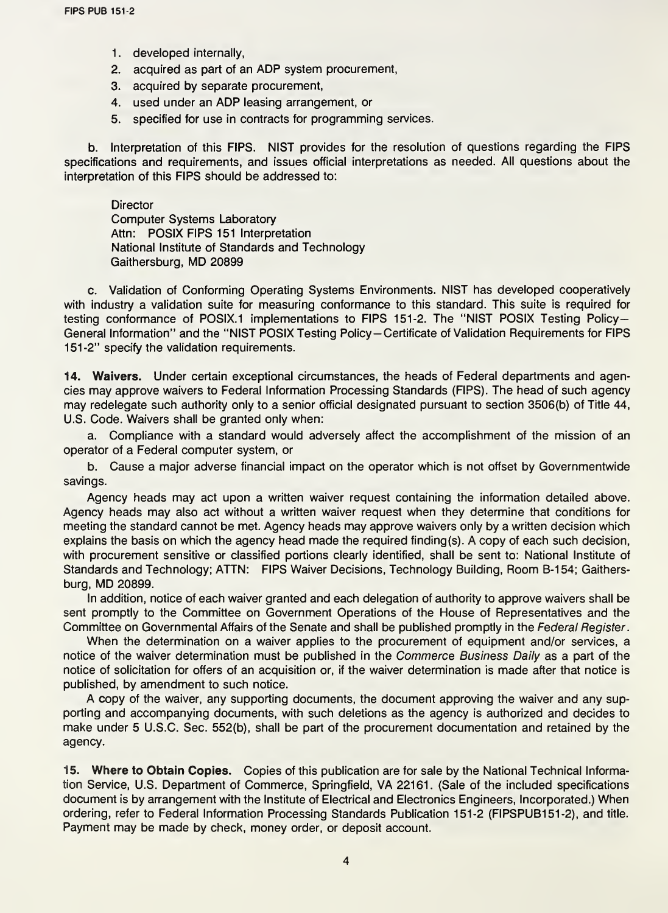1. developed internally,
2. acquired as part of an ADP system procurement,
3. acquired by separate procurement,
4. used under an ADP leasing arrangement, or
5. specified for use in contracts for programming services.

b. Interpretation of this FIPS. NIST provides for the resolution of questions regarding the FIPS specifications and requirements, and issues official interpretations as needed. All questions about the interpretation of this FIPS should be addressed to:

> Director
> Computer Systems Laboratory
> Attn: POSIX FIPS 151 Interpretation
> National Institute of Standards and Technology
> Gaithersburg, MD 20899

c. Validation of Conforming Operating Systems Environments. NIST has developed cooperatively with industry a validation suite for measuring conformance to this standard. This suite is required for testing conformance of POSIX.1 implementations to FIPS 151-2. The "NIST POSIX Testing Policy—General Information" and the "NIST POSIX Testing Policy—Certificate of Validation Requirements for FIPS 151-2" specify the validation requirements.

**14. Waivers.** Under certain exceptional circumstances, the heads of Federal departments and agencies may approve waivers to Federal Information Processing Standards (FIPS). The head of such agency may redelegate such authority only to a senior official designated pursuant to section 3506(b) of Title 44, U.S. Code. Waivers shall be granted only when:

a. Compliance with a standard would adversely affect the accomplishment of the mission of an operator of a Federal computer system, or

b. Cause a major adverse financial impact on the operator which is not offset by Governmentwide savings.

Agency heads may act upon a written waiver request containing the information detailed above. Agency heads may also act without a written waiver request when they determine that conditions for meeting the standard cannot be met. Agency heads may approve waivers only by a written decision which explains the basis on which the agency head made the required finding(s). A copy of each such decision, with procurement sensitive or classified portions clearly identified, shall be sent to: National Institute of Standards and Technology; ATTN: FIPS Waiver Decisions, Technology Building, Room B-154; Gaithersburg, MD 20899.

In addition, notice of each waiver granted and each delegation of authority to approve waivers shall be sent promptly to the Committee on Government Operations of the House of Representatives and the Committee on Governmental Affairs of the Senate and shall be published promptly in the *Federal Register*.

When the determination on a waiver applies to the procurement of equipment and/or services, a notice of the waiver determination must be published in the *Commerce Business Daily* as a part of the notice of solicitation for offers of an acquisition or, if the waiver determination is made after that notice is published, by amendment to such notice.

A copy of the waiver, any supporting documents, the document approving the waiver and any supporting and accompanying documents, with such deletions as the agency is authorized and decides to make under 5 U.S.C. Sec. 552(b), shall be part of the procurement documentation and retained by the agency.

**15. Where to Obtain Copies.** Copies of this publication are for sale by the National Technical Information Service, U.S. Department of Commerce, Springfield, VA 22161. (Sale of the included specifications document is by arrangement with the Institute of Electrical and Electronics Engineers, Incorporated.) When ordering, refer to Federal Information Processing Standards Publication 151-2 (FIPSPUB151-2), and title. Payment may be made by check, money order, or deposit account.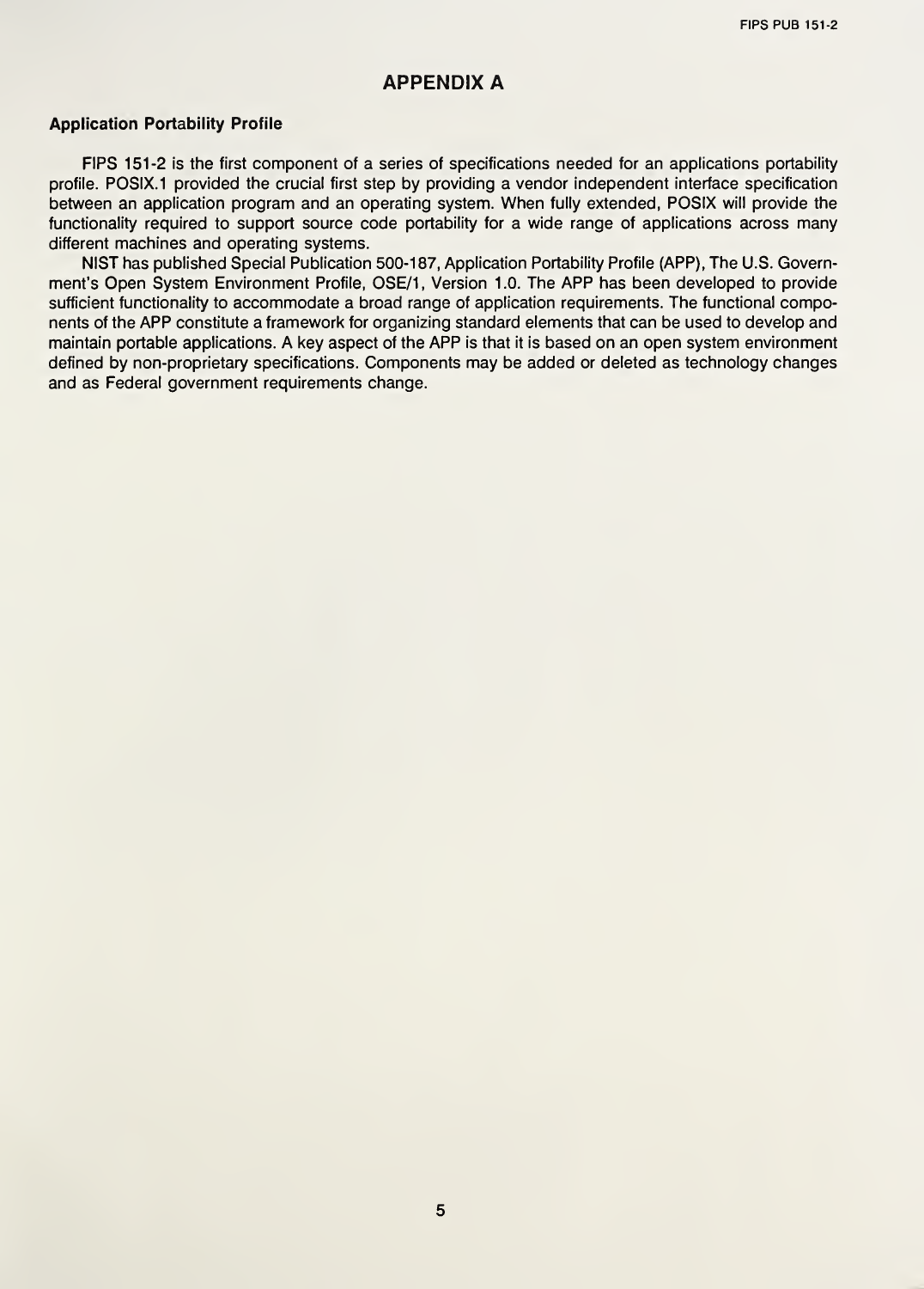# APPENDIX A

### Application Portability Profile

FIPS 151-2 is the first component of a series of specifications needed for an applications portability profile. POSIX.1 provided the crucial first step by providing a vendor independent interface specification between an application program and an operating system. When fully extended, POSIX will provide the functionality required to support source code portability for a wide range of applications across many different machines and operating systems.

NIST has published Special Publication 500-187, Application Portability Profile (APP), The U.S. Government's Open System Environment Profile, OSE/1, Version 1.0. The APP has been developed to provide sufficient functionality to accommodate a broad range of application requirements. The functional components of the APP constitute a framework for organizing standard elements that can be used to develop and maintain portable applications. A key aspect of the APP is that it is based on an open system environment defined by non-proprietary specifications. Components may be added or deleted as technology changes and as Federal government requirements change.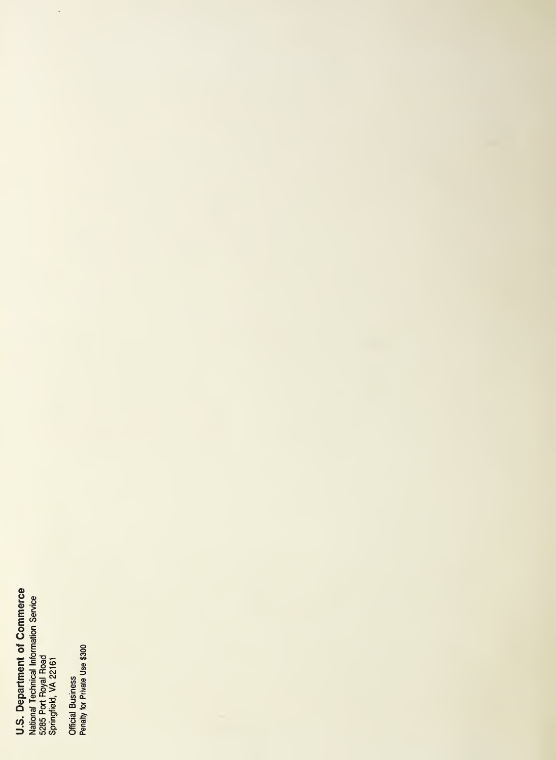**U.S. Department of Commerce**
National Technical Information Service
5285 Port Royal Road
Springfield, VA 22161

Official Business
Penalty for Private Use $300